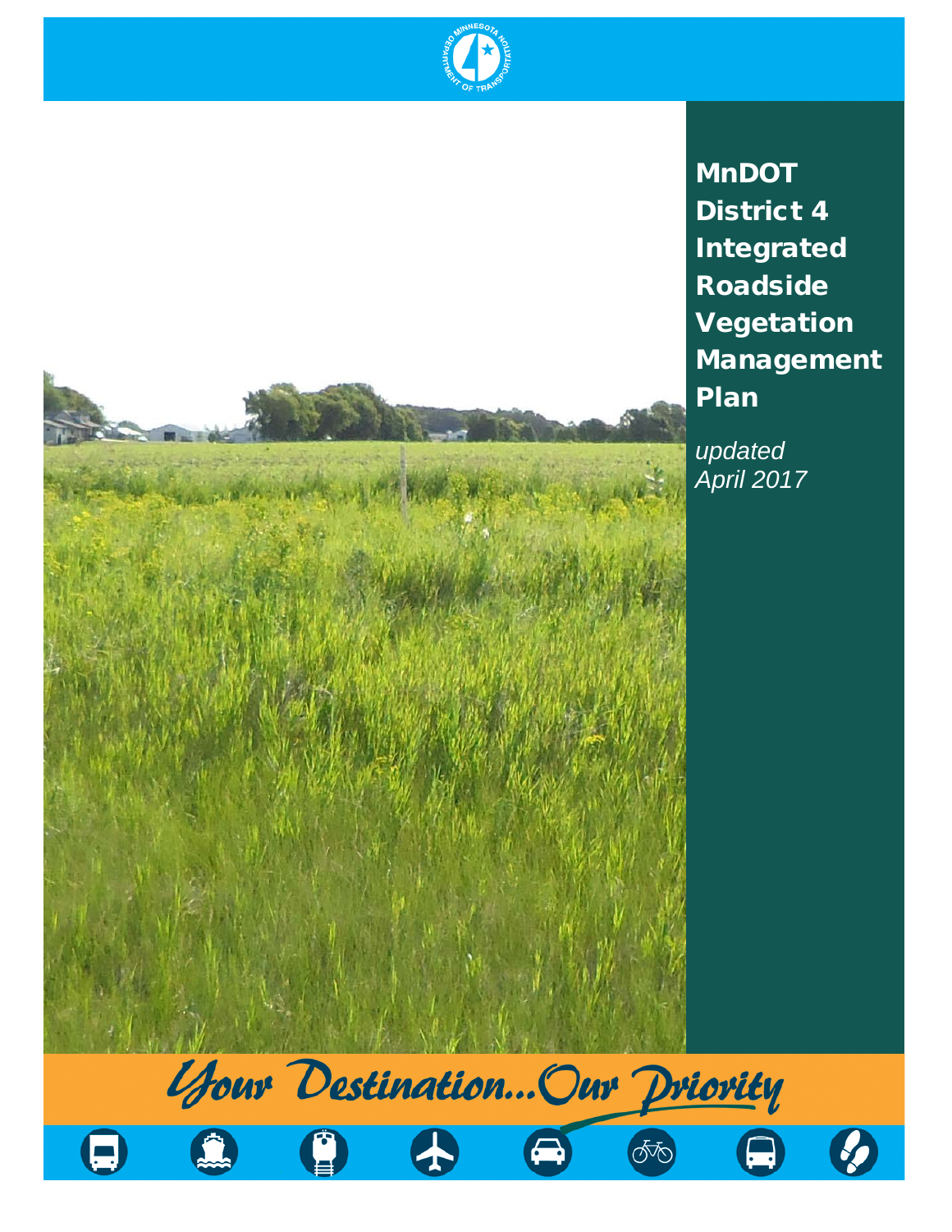# MnDOT District 4 Integrated Roadside Vegetation Management Plan

*updated April 2017*

*Your Destination...Our Priority*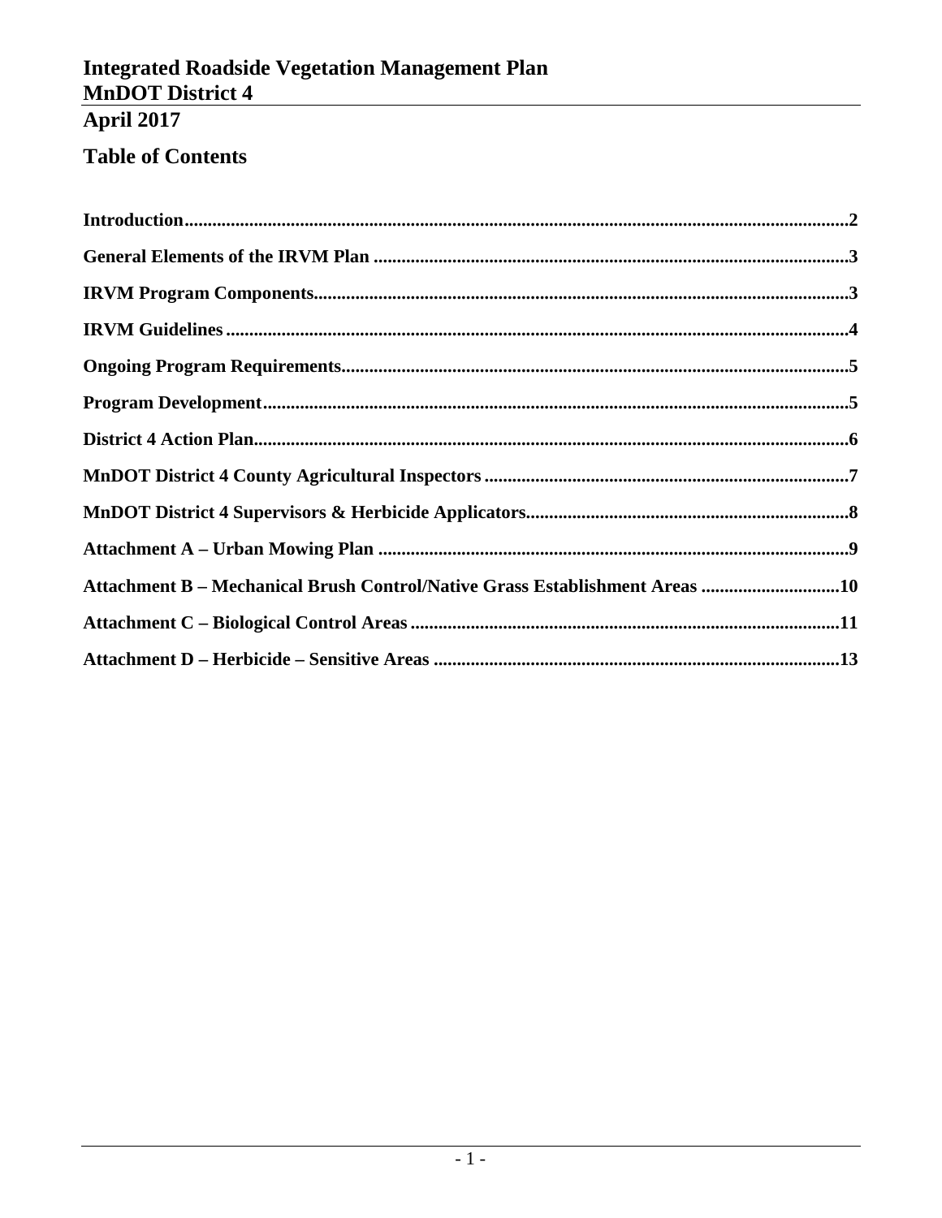# Integrated Roadside Vegetation Management Plan
# MnDOT District 4
# April 2017

## Table of Contents

**Introduction**.....2

**General Elements of the IRVM Plan**.....3

**IRVM Program Components**.....3

**IRVM Guidelines**.....4

**Ongoing Program Requirements**.....5

**Program Development**.....5

**District 4 Action Plan**.....6

**MnDOT District 4 County Agricultural Inspectors**.....7

**MnDOT District 4 Supervisors & Herbicide Applicators**.....8

**Attachment A – Urban Mowing Plan**.....9

**Attachment B – Mechanical Brush Control/Native Grass Establishment Areas**.....10

**Attachment C – Biological Control Areas**.....11

**Attachment D – Herbicide – Sensitive Areas**.....13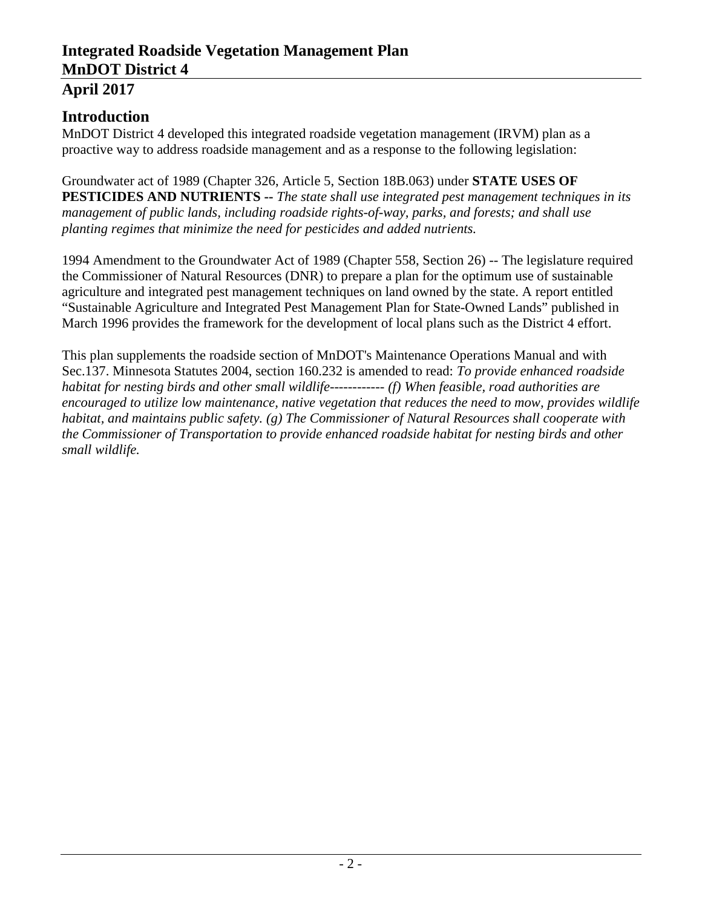# Integrated Roadside Vegetation Management Plan
# MnDOT District 4
# April 2017

## Introduction

MnDOT District 4 developed this integrated roadside vegetation management (IRVM) plan as a proactive way to address roadside management and as a response to the following legislation:

Groundwater act of 1989 (Chapter 326, Article 5, Section 18B.063) under **STATE USES OF PESTICIDES AND NUTRIENTS** -- *The state shall use integrated pest management techniques in its management of public lands, including roadside rights-of-way, parks, and forests; and shall use planting regimes that minimize the need for pesticides and added nutrients.*

1994 Amendment to the Groundwater Act of 1989 (Chapter 558, Section 26) -- The legislature required the Commissioner of Natural Resources (DNR) to prepare a plan for the optimum use of sustainable agriculture and integrated pest management techniques on land owned by the state. A report entitled "Sustainable Agriculture and Integrated Pest Management Plan for State-Owned Lands" published in March 1996 provides the framework for the development of local plans such as the District 4 effort.

This plan supplements the roadside section of MnDOT's Maintenance Operations Manual and with Sec.137. Minnesota Statutes 2004, section 160.232 is amended to read: *To provide enhanced roadside habitat for nesting birds and other small wildlife------------ (f) When feasible, road authorities are encouraged to utilize low maintenance, native vegetation that reduces the need to mow, provides wildlife habitat, and maintains public safety. (g) The Commissioner of Natural Resources shall cooperate with the Commissioner of Transportation to provide enhanced roadside habitat for nesting birds and other small wildlife.*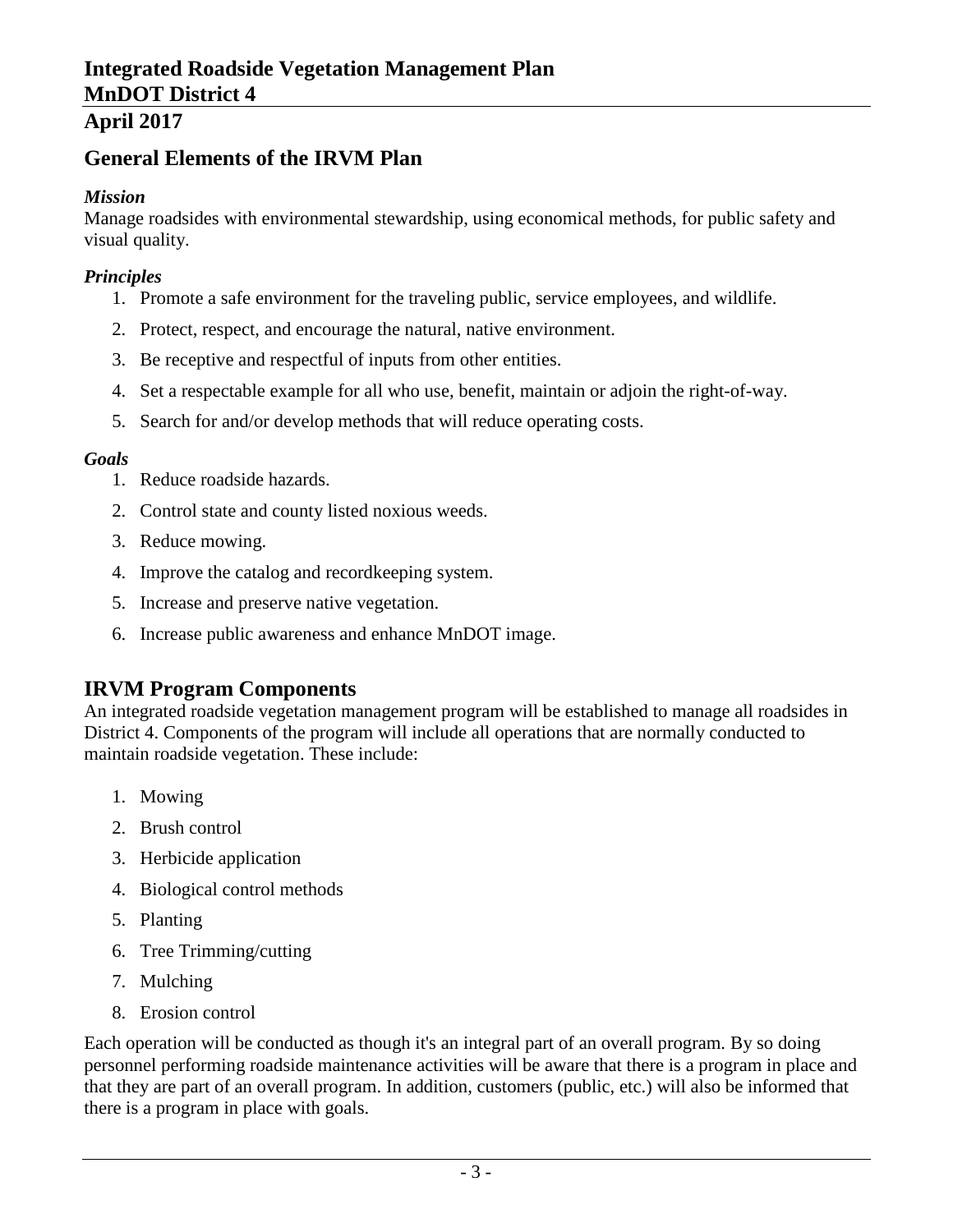## General Elements of the IRVM Plan

### *Mission*

Manage roadsides with environmental stewardship, using economical methods, for public safety and visual quality.

### *Principles*

1. Promote a safe environment for the traveling public, service employees, and wildlife.
2. Protect, respect, and encourage the natural, native environment.
3. Be receptive and respectful of inputs from other entities.
4. Set a respectable example for all who use, benefit, maintain or adjoin the right-of-way.
5. Search for and/or develop methods that will reduce operating costs.

### *Goals*

1. Reduce roadside hazards.
2. Control state and county listed noxious weeds.
3. Reduce mowing.
4. Improve the catalog and recordkeeping system.
5. Increase and preserve native vegetation.
6. Increase public awareness and enhance MnDOT image.

## IRVM Program Components

An integrated roadside vegetation management program will be established to manage all roadsides in District 4. Components of the program will include all operations that are normally conducted to maintain roadside vegetation. These include:

1. Mowing
2. Brush control
3. Herbicide application
4. Biological control methods
5. Planting
6. Tree Trimming/cutting
7. Mulching
8. Erosion control

Each operation will be conducted as though it's an integral part of an overall program. By so doing personnel performing roadside maintenance activities will be aware that there is a program in place and that they are part of an overall program. In addition, customers (public, etc.) will also be informed that there is a program in place with goals.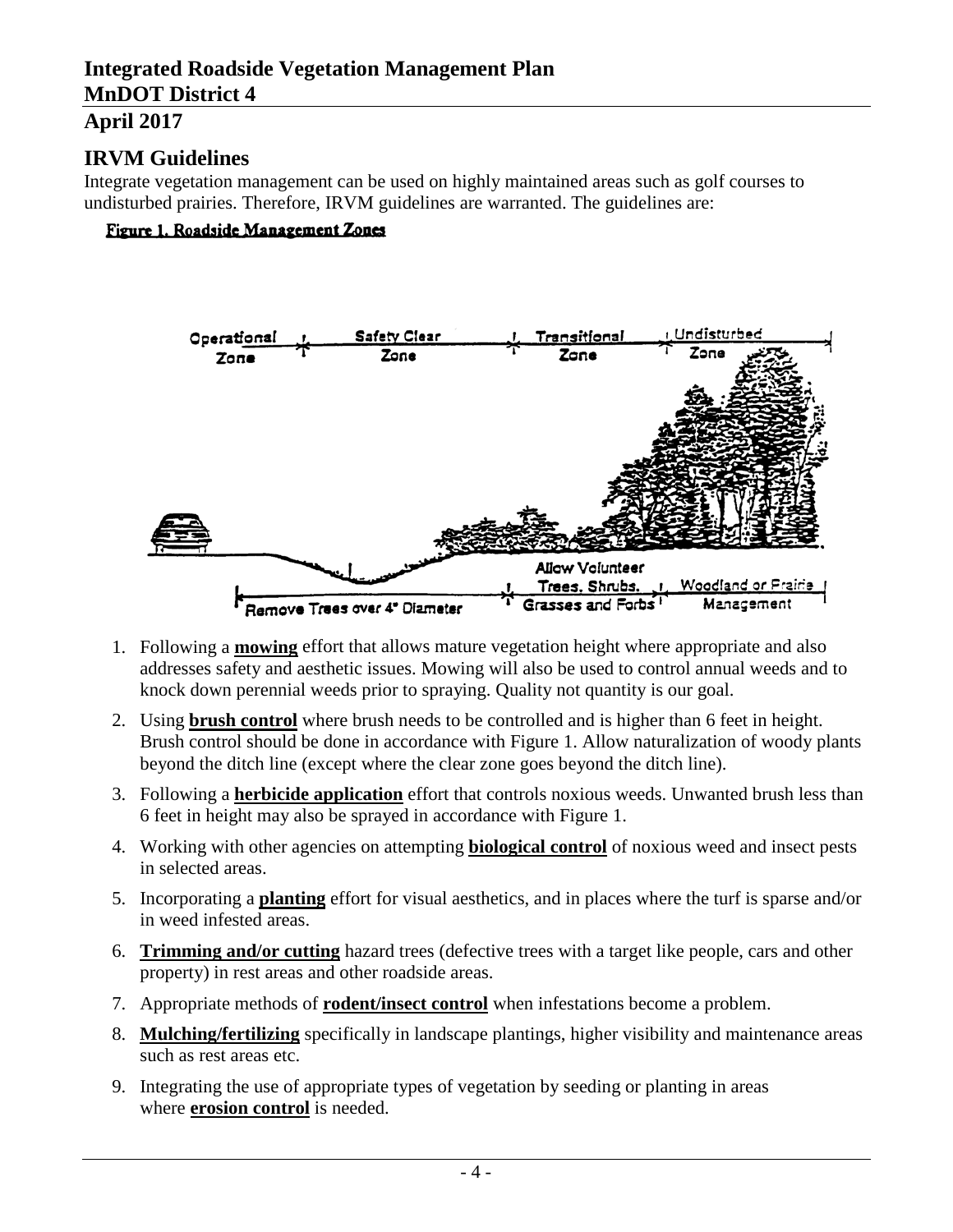## IRVM Guidelines

Integrate vegetation management can be used on highly maintained areas such as golf courses to undisturbed prairies. Therefore, IRVM guidelines are warranted. The guidelines are:

**Figure 1. Roadside Management Zones**

1. Following a **mowing** effort that allows mature vegetation height where appropriate and also addresses safety and aesthetic issues. Mowing will also be used to control annual weeds and to knock down perennial weeds prior to spraying. Quality not quantity is our goal.
2. Using **brush control** where brush needs to be controlled and is higher than 6 feet in height. Brush control should be done in accordance with Figure 1. Allow naturalization of woody plants beyond the ditch line (except where the clear zone goes beyond the ditch line).
3. Following a **herbicide application** effort that controls noxious weeds. Unwanted brush less than 6 feet in height may also be sprayed in accordance with Figure 1.
4. Working with other agencies on attempting **biological control** of noxious weed and insect pests in selected areas.
5. Incorporating a **planting** effort for visual aesthetics, and in places where the turf is sparse and/or in weed infested areas.
6. **Trimming and/or cutting** hazard trees (defective trees with a target like people, cars and other property) in rest areas and other roadside areas.
7. Appropriate methods of **rodent/insect control** when infestations become a problem.
8. **Mulching/fertilizing** specifically in landscape plantings, higher visibility and maintenance areas such as rest areas etc.
9. Integrating the use of appropriate types of vegetation by seeding or planting in areas where **erosion control** is needed.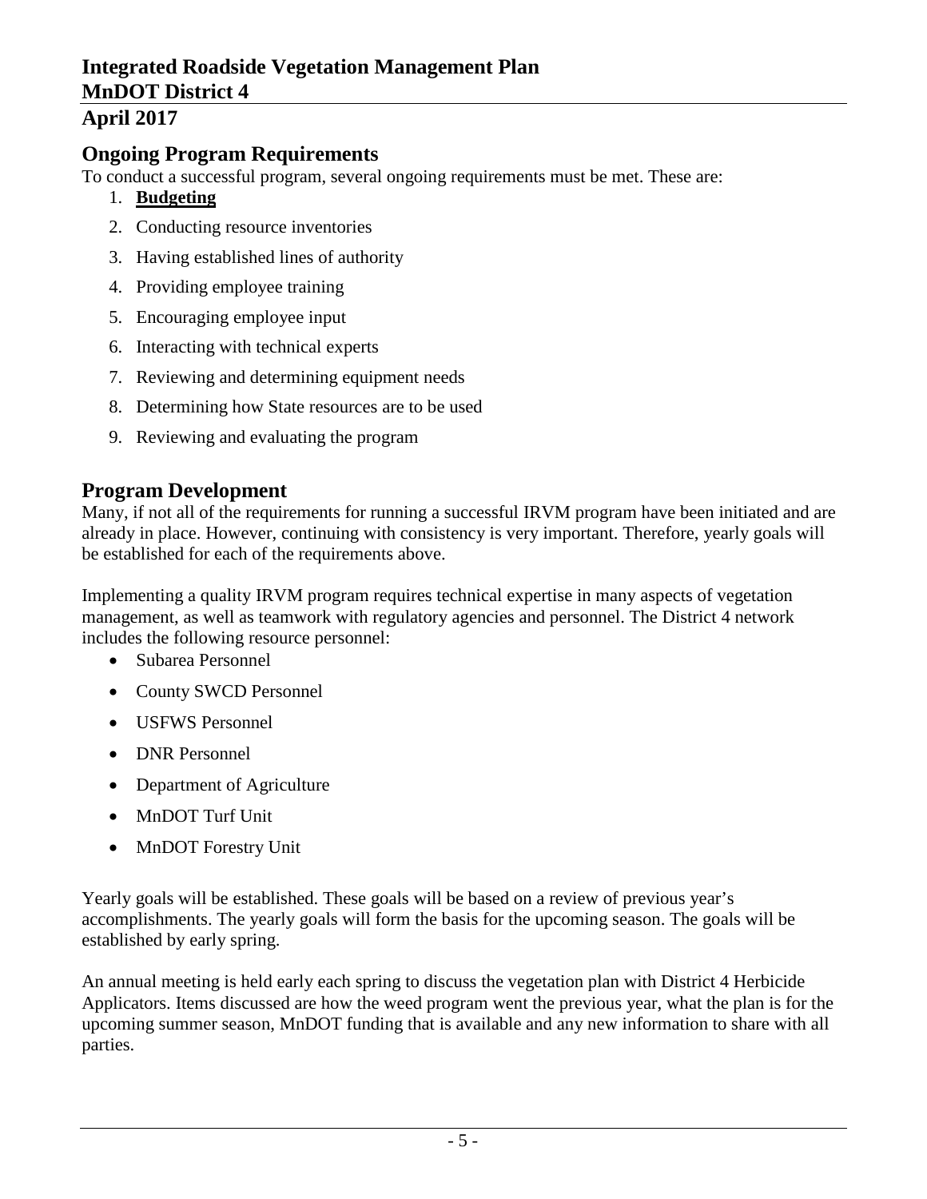## Ongoing Program Requirements

To conduct a successful program, several ongoing requirements must be met. These are:

1. **Budgeting**
2. Conducting resource inventories
3. Having established lines of authority
4. Providing employee training
5. Encouraging employee input
6. Interacting with technical experts
7. Reviewing and determining equipment needs
8. Determining how State resources are to be used
9. Reviewing and evaluating the program

## Program Development

Many, if not all of the requirements for running a successful IRVM program have been initiated and are already in place. However, continuing with consistency is very important. Therefore, yearly goals will be established for each of the requirements above.

Implementing a quality IRVM program requires technical expertise in many aspects of vegetation management, as well as teamwork with regulatory agencies and personnel. The District 4 network includes the following resource personnel:

- Subarea Personnel
- County SWCD Personnel
- USFWS Personnel
- DNR Personnel
- Department of Agriculture
- MnDOT Turf Unit
- MnDOT Forestry Unit

Yearly goals will be established. These goals will be based on a review of previous year's accomplishments. The yearly goals will form the basis for the upcoming season. The goals will be established by early spring.

An annual meeting is held early each spring to discuss the vegetation plan with District 4 Herbicide Applicators. Items discussed are how the weed program went the previous year, what the plan is for the upcoming summer season, MnDOT funding that is available and any new information to share with all parties.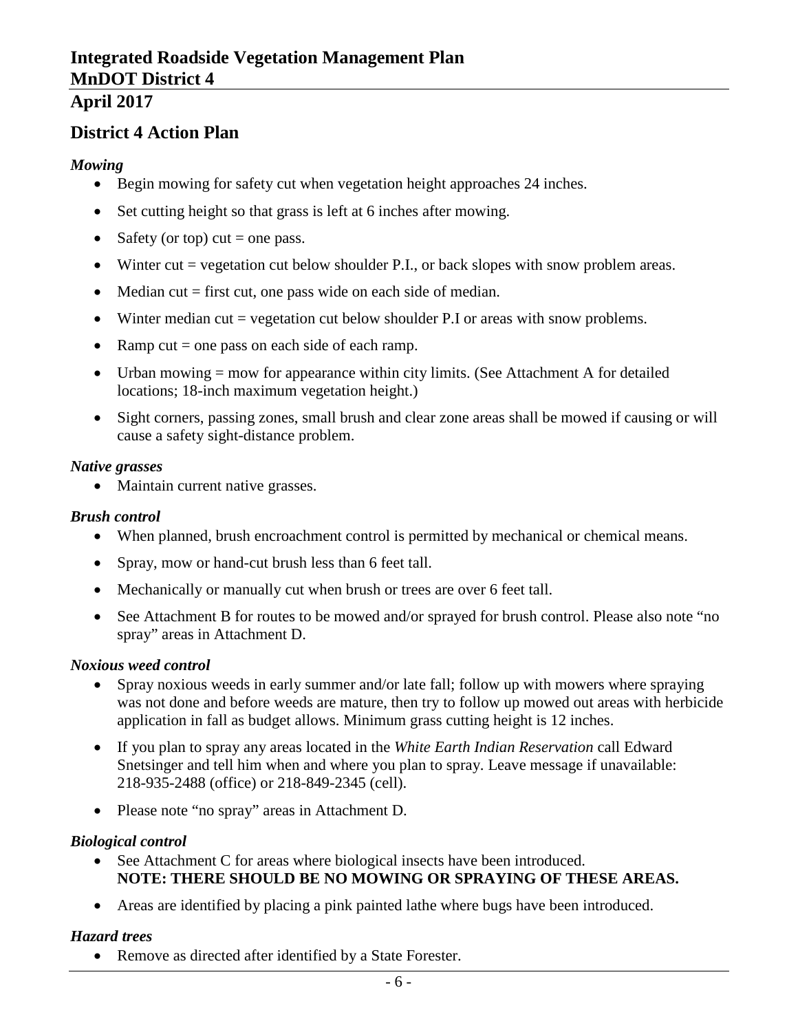## District 4 Action Plan

### *Mowing*

- Begin mowing for safety cut when vegetation height approaches 24 inches.
- Set cutting height so that grass is left at 6 inches after mowing.
- Safety (or top) cut = one pass.
- Winter cut = vegetation cut below shoulder P.I., or back slopes with snow problem areas.
- Median cut = first cut, one pass wide on each side of median.
- Winter median cut = vegetation cut below shoulder P.I or areas with snow problems.
- Ramp cut = one pass on each side of each ramp.
- Urban mowing = mow for appearance within city limits. (See Attachment A for detailed locations; 18-inch maximum vegetation height.)
- Sight corners, passing zones, small brush and clear zone areas shall be mowed if causing or will cause a safety sight-distance problem.

### *Native grasses*

- Maintain current native grasses.

### *Brush control*

- When planned, brush encroachment control is permitted by mechanical or chemical means.
- Spray, mow or hand-cut brush less than 6 feet tall.
- Mechanically or manually cut when brush or trees are over 6 feet tall.
- See Attachment B for routes to be mowed and/or sprayed for brush control. Please also note "no spray" areas in Attachment D.

### *Noxious weed control*

- Spray noxious weeds in early summer and/or late fall; follow up with mowers where spraying was not done and before weeds are mature, then try to follow up mowed out areas with herbicide application in fall as budget allows. Minimum grass cutting height is 12 inches.
- If you plan to spray any areas located in the *White Earth Indian Reservation* call Edward Snetsinger and tell him when and where you plan to spray. Leave message if unavailable: 218-935-2488 (office) or 218-849-2345 (cell).
- Please note "no spray" areas in Attachment D.

### *Biological control*

- See Attachment C for areas where biological insects have been introduced.
  **NOTE: THERE SHOULD BE NO MOWING OR SPRAYING OF THESE AREAS.**
- Areas are identified by placing a pink painted lathe where bugs have been introduced.

### *Hazard trees*

- Remove as directed after identified by a State Forester.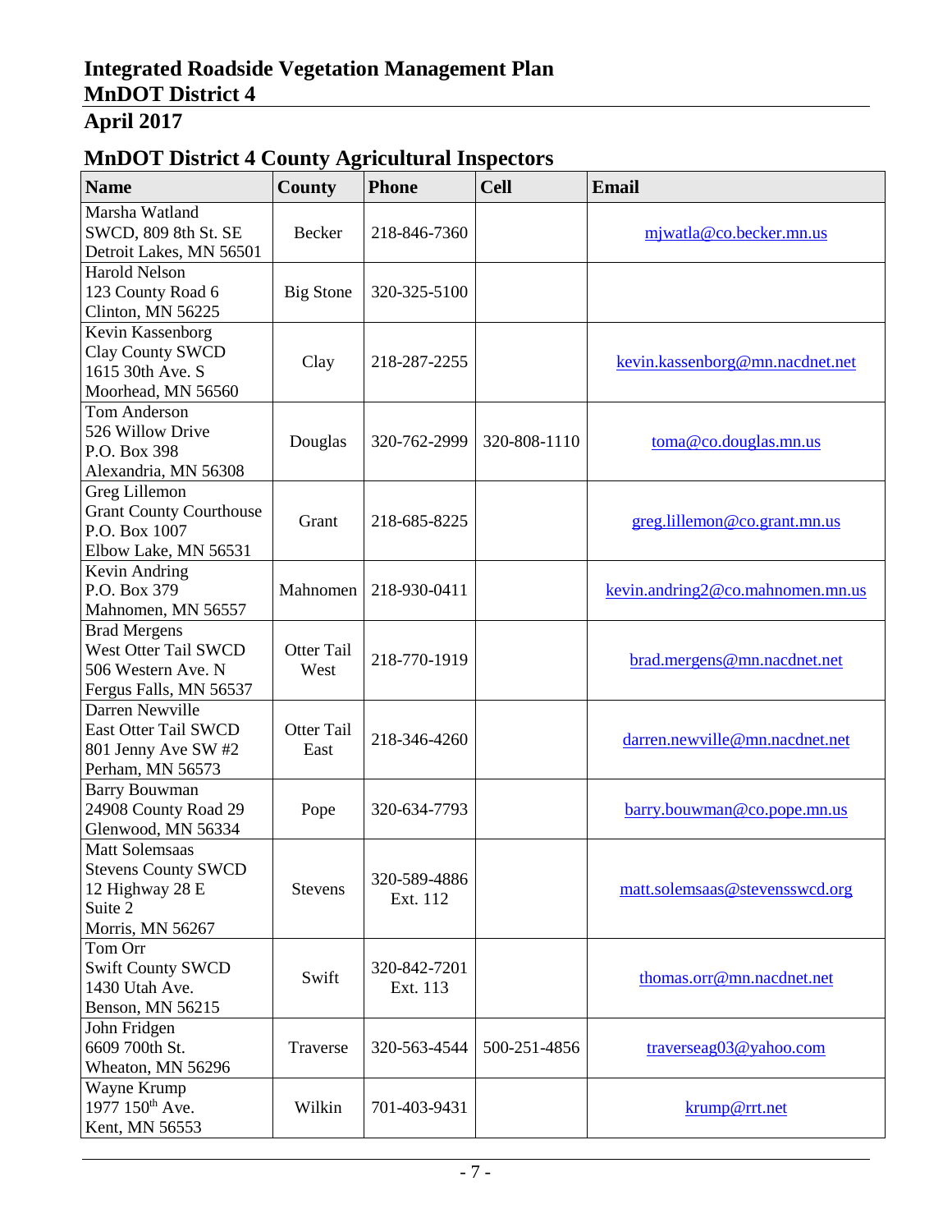## MnDOT District 4 County Agricultural Inspectors

| Name | County | Phone | Cell | Email |
|---|---|---|---|---|
| Marsha Watland<br>SWCD, 809 8th St. SE<br>Detroit Lakes, MN 56501 | Becker | 218-846-7360 | | mjwatla@co.becker.mn.us |
| Harold Nelson<br>123 County Road 6<br>Clinton, MN 56225 | Big Stone | 320-325-5100 | | |
| Kevin Kassenborg<br>Clay County SWCD<br>1615 30th Ave. S<br>Moorhead, MN 56560 | Clay | 218-287-2255 | | kevin.kassenborg@mn.nacdnet.net |
| Tom Anderson<br>526 Willow Drive<br>P.O. Box 398<br>Alexandria, MN 56308 | Douglas | 320-762-2999 | 320-808-1110 | toma@co.douglas.mn.us |
| Greg Lillemon<br>Grant County Courthouse<br>P.O. Box 1007<br>Elbow Lake, MN 56531 | Grant | 218-685-8225 | | greg.lillemon@co.grant.mn.us |
| Kevin Andring<br>P.O. Box 379<br>Mahnomen, MN 56557 | Mahnomen | 218-930-0411 | | kevin.andring2@co.mahnomen.mn.us |
| Brad Mergens<br>West Otter Tail SWCD<br>506 Western Ave. N<br>Fergus Falls, MN 56537 | Otter Tail West | 218-770-1919 | | brad.mergens@mn.nacdnet.net |
| Darren Newville<br>East Otter Tail SWCD<br>801 Jenny Ave SW #2<br>Perham, MN 56573 | Otter Tail East | 218-346-4260 | | darren.newville@mn.nacdnet.net |
| Barry Bouwman<br>24908 County Road 29<br>Glenwood, MN 56334 | Pope | 320-634-7793 | | barry.bouwman@co.pope.mn.us |
| Matt Solemsaas<br>Stevens County SWCD<br>12 Highway 28 E<br>Suite 2<br>Morris, MN 56267 | Stevens | 320-589-4886<br>Ext. 112 | | matt.solemsaas@stevensswcd.org |
| Tom Orr<br>Swift County SWCD<br>1430 Utah Ave.<br>Benson, MN 56215 | Swift | 320-842-7201<br>Ext. 113 | | thomas.orr@mn.nacdnet.net |
| John Fridgen<br>6609 700th St.<br>Wheaton, MN 56296 | Traverse | 320-563-4544 | 500-251-4856 | traverseag03@yahoo.com |
| Wayne Krump<br>1977 150th Ave.<br>Kent, MN 56553 | Wilkin | 701-403-9431 | | krump@rrt.net |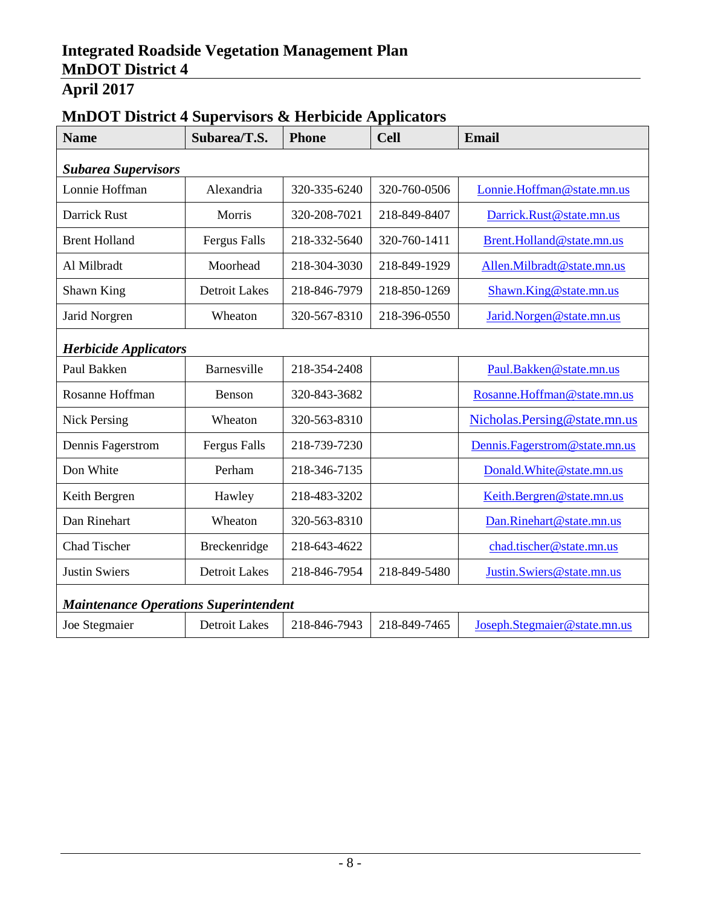## MnDOT District 4 Supervisors & Herbicide Applicators

| Name | Subarea/T.S. | Phone | Cell | Email |
|---|---|---|---|---|
| ***Subarea Supervisors*** | | | | |
| Lonnie Hoffman | Alexandria | 320-335-6240 | 320-760-0506 | Lonnie.Hoffman@state.mn.us |
| Darrick Rust | Morris | 320-208-7021 | 218-849-8407 | Darrick.Rust@state.mn.us |
| Brent Holland | Fergus Falls | 218-332-5640 | 320-760-1411 | Brent.Holland@state.mn.us |
| Al Milbradt | Moorhead | 218-304-3030 | 218-849-1929 | Allen.Milbradt@state.mn.us |
| Shawn King | Detroit Lakes | 218-846-7979 | 218-850-1269 | Shawn.King@state.mn.us |
| Jarid Norgren | Wheaton | 320-567-8310 | 218-396-0550 | Jarid.Norgen@state.mn.us |
| ***Herbicide Applicators*** | | | | |
| Paul Bakken | Barnesville | 218-354-2408 | | Paul.Bakken@state.mn.us |
| Rosanne Hoffman | Benson | 320-843-3682 | | Rosanne.Hoffman@state.mn.us |
| Nick Persing | Wheaton | 320-563-8310 | | Nicholas.Persing@state.mn.us |
| Dennis Fagerstrom | Fergus Falls | 218-739-7230 | | Dennis.Fagerstrom@state.mn.us |
| Don White | Perham | 218-346-7135 | | Donald.White@state.mn.us |
| Keith Bergren | Hawley | 218-483-3202 | | Keith.Bergren@state.mn.us |
| Dan Rinehart | Wheaton | 320-563-8310 | | Dan.Rinehart@state.mn.us |
| Chad Tischer | Breckenridge | 218-643-4622 | | chad.tischer@state.mn.us |
| Justin Swiers | Detroit Lakes | 218-846-7954 | 218-849-5480 | Justin.Swiers@state.mn.us |
| ***Maintenance Operations Superintendent*** | | | | |
| Joe Stegmaier | Detroit Lakes | 218-846-7943 | 218-849-7465 | Joseph.Stegmaier@state.mn.us |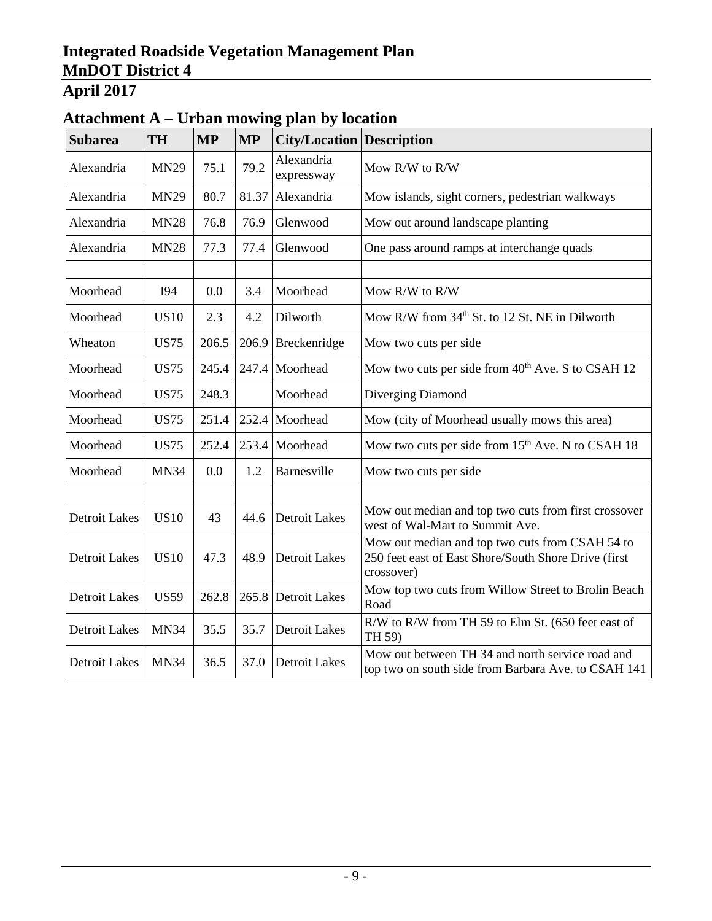# Attachment A – Urban mowing plan by location

| Subarea | TH | MP | MP | City/Location | Description |
|---|---|---|---|---|---|
| Alexandria | MN29 | 75.1 | 79.2 | Alexandria expressway | Mow R/W to R/W |
| Alexandria | MN29 | 80.7 | 81.37 | Alexandria | Mow islands, sight corners, pedestrian walkways |
| Alexandria | MN28 | 76.8 | 76.9 | Glenwood | Mow out around landscape planting |
| Alexandria | MN28 | 77.3 | 77.4 | Glenwood | One pass around ramps at interchange quads |
| | | | | | |
| Moorhead | I94 | 0.0 | 3.4 | Moorhead | Mow R/W to R/W |
| Moorhead | US10 | 2.3 | 4.2 | Dilworth | Mow R/W from 34th St. to 12 St. NE in Dilworth |
| Wheaton | US75 | 206.5 | 206.9 | Breckenridge | Mow two cuts per side |
| Moorhead | US75 | 245.4 | 247.4 | Moorhead | Mow two cuts per side from 40th Ave. S to CSAH 12 |
| Moorhead | US75 | 248.3 | | Moorhead | Diverging Diamond |
| Moorhead | US75 | 251.4 | 252.4 | Moorhead | Mow (city of Moorhead usually mows this area) |
| Moorhead | US75 | 252.4 | 253.4 | Moorhead | Mow two cuts per side from 15th Ave. N to CSAH 18 |
| Moorhead | MN34 | 0.0 | 1.2 | Barnesville | Mow two cuts per side |
| | | | | | |
| Detroit Lakes | US10 | 43 | 44.6 | Detroit Lakes | Mow out median and top two cuts from first crossover west of Wal-Mart to Summit Ave. |
| Detroit Lakes | US10 | 47.3 | 48.9 | Detroit Lakes | Mow out median and top two cuts from CSAH 54 to 250 feet east of East Shore/South Shore Drive (first crossover) |
| Detroit Lakes | US59 | 262.8 | 265.8 | Detroit Lakes | Mow top two cuts from Willow Street to Brolin Beach Road |
| Detroit Lakes | MN34 | 35.5 | 35.7 | Detroit Lakes | R/W to R/W from TH 59 to Elm St. (650 feet east of TH 59) |
| Detroit Lakes | MN34 | 36.5 | 37.0 | Detroit Lakes | Mow out between TH 34 and north service road and top two on south side from Barbara Ave. to CSAH 141 |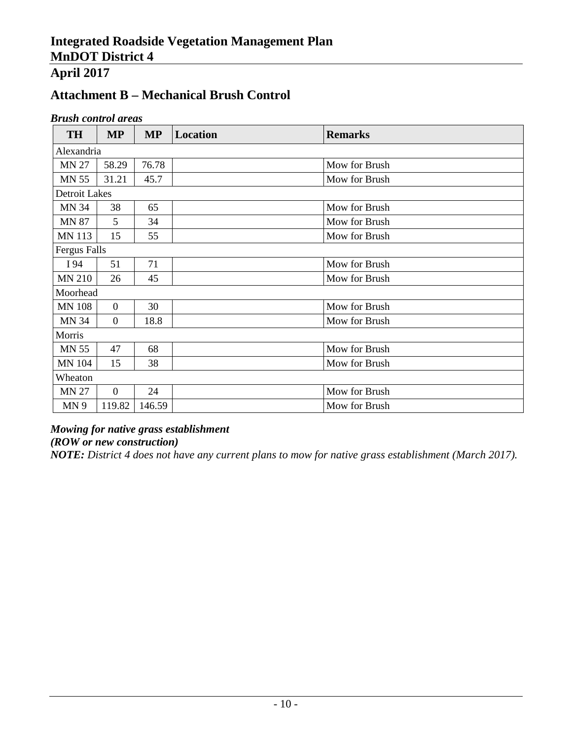## Attachment B – Mechanical Brush Control

***Brush control areas***

| TH | MP | MP | Location | Remarks |
|---|---|---|---|---|
| Alexandria | | | | |
| MN 27 | 58.29 | 76.78 | | Mow for Brush |
| MN 55 | 31.21 | 45.7 | | Mow for Brush |
| Detroit Lakes | | | | |
| MN 34 | 38 | 65 | | Mow for Brush |
| MN 87 | 5 | 34 | | Mow for Brush |
| MN 113 | 15 | 55 | | Mow for Brush |
| Fergus Falls | | | | |
| I 94 | 51 | 71 | | Mow for Brush |
| MN 210 | 26 | 45 | | Mow for Brush |
| Moorhead | | | | |
| MN 108 | 0 | 30 | | Mow for Brush |
| MN 34 | 0 | 18.8 | | Mow for Brush |
| Morris | | | | |
| MN 55 | 47 | 68 | | Mow for Brush |
| MN 104 | 15 | 38 | | Mow for Brush |
| Wheaton | | | | |
| MN 27 | 0 | 24 | | Mow for Brush |
| MN 9 | 119.82 | 146.59 | | Mow for Brush |

***Mowing for native grass establishment***
***(ROW or new construction)***
***NOTE:*** *District 4 does not have any current plans to mow for native grass establishment (March 2017).*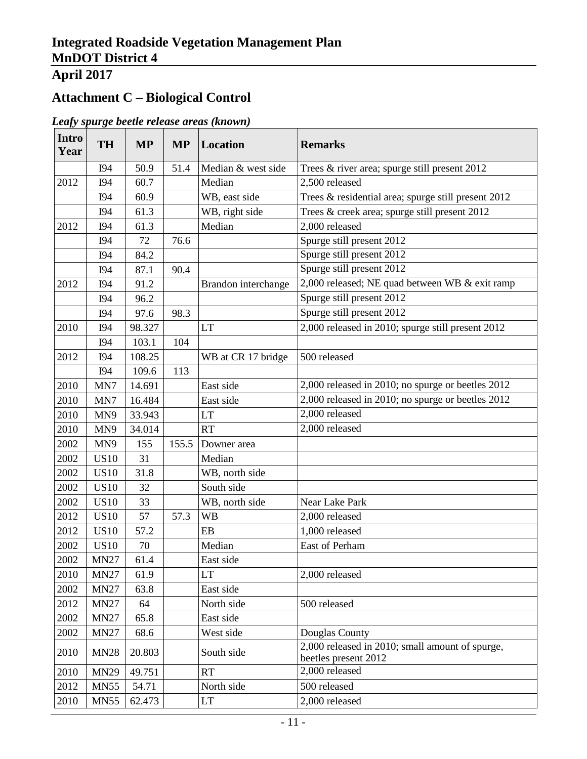## Attachment C – Biological Control

***Leafy spurge beetle release areas (known)***

| Intro Year | TH | MP | MP | Location | Remarks |
|---|---|---|---|---|---|
| | I94 | 50.9 | 51.4 | Median & west side | Trees & river area; spurge still present 2012 |
| 2012 | I94 | 60.7 | | Median | 2,500 released |
| | I94 | 60.9 | | WB, east side | Trees & residential area; spurge still present 2012 |
| | I94 | 61.3 | | WB, right side | Trees & creek area; spurge still present 2012 |
| 2012 | I94 | 61.3 | | Median | 2,000 released |
| | I94 | 72 | 76.6 | | Spurge still present 2012 |
| | I94 | 84.2 | | | Spurge still present 2012 |
| | I94 | 87.1 | 90.4 | | Spurge still present 2012 |
| 2012 | I94 | 91.2 | | Brandon interchange | 2,000 released; NE quad between WB & exit ramp |
| | I94 | 96.2 | | | Spurge still present 2012 |
| | I94 | 97.6 | 98.3 | | Spurge still present 2012 |
| 2010 | I94 | 98.327 | | LT | 2,000 released in 2010; spurge still present 2012 |
| | I94 | 103.1 | 104 | | |
| 2012 | I94 | 108.25 | | WB at CR 17 bridge | 500 released |
| | I94 | 109.6 | 113 | | |
| 2010 | MN7 | 14.691 | | East side | 2,000 released in 2010; no spurge or beetles 2012 |
| 2010 | MN7 | 16.484 | | East side | 2,000 released in 2010; no spurge or beetles 2012 |
| 2010 | MN9 | 33.943 | | LT | 2,000 released |
| 2010 | MN9 | 34.014 | | RT | 2,000 released |
| 2002 | MN9 | 155 | 155.5 | Downer area | |
| 2002 | US10 | 31 | | Median | |
| 2002 | US10 | 31.8 | | WB, north side | |
| 2002 | US10 | 32 | | South side | |
| 2002 | US10 | 33 | | WB, north side | Near Lake Park |
| 2012 | US10 | 57 | 57.3 | WB | 2,000 released |
| 2012 | US10 | 57.2 | | EB | 1,000 released |
| 2002 | US10 | 70 | | Median | East of Perham |
| 2002 | MN27 | 61.4 | | East side | |
| 2010 | MN27 | 61.9 | | LT | 2,000 released |
| 2002 | MN27 | 63.8 | | East side | |
| 2012 | MN27 | 64 | | North side | 500 released |
| 2002 | MN27 | 65.8 | | East side | |
| 2002 | MN27 | 68.6 | | West side | Douglas County |
| 2010 | MN28 | 20.803 | | South side | 2,000 released in 2010; small amount of spurge, beetles present 2012 |
| 2010 | MN29 | 49.751 | | RT | 2,000 released |
| 2012 | MN55 | 54.71 | | North side | 500 released |
| 2010 | MN55 | 62.473 | | LT | 2,000 released |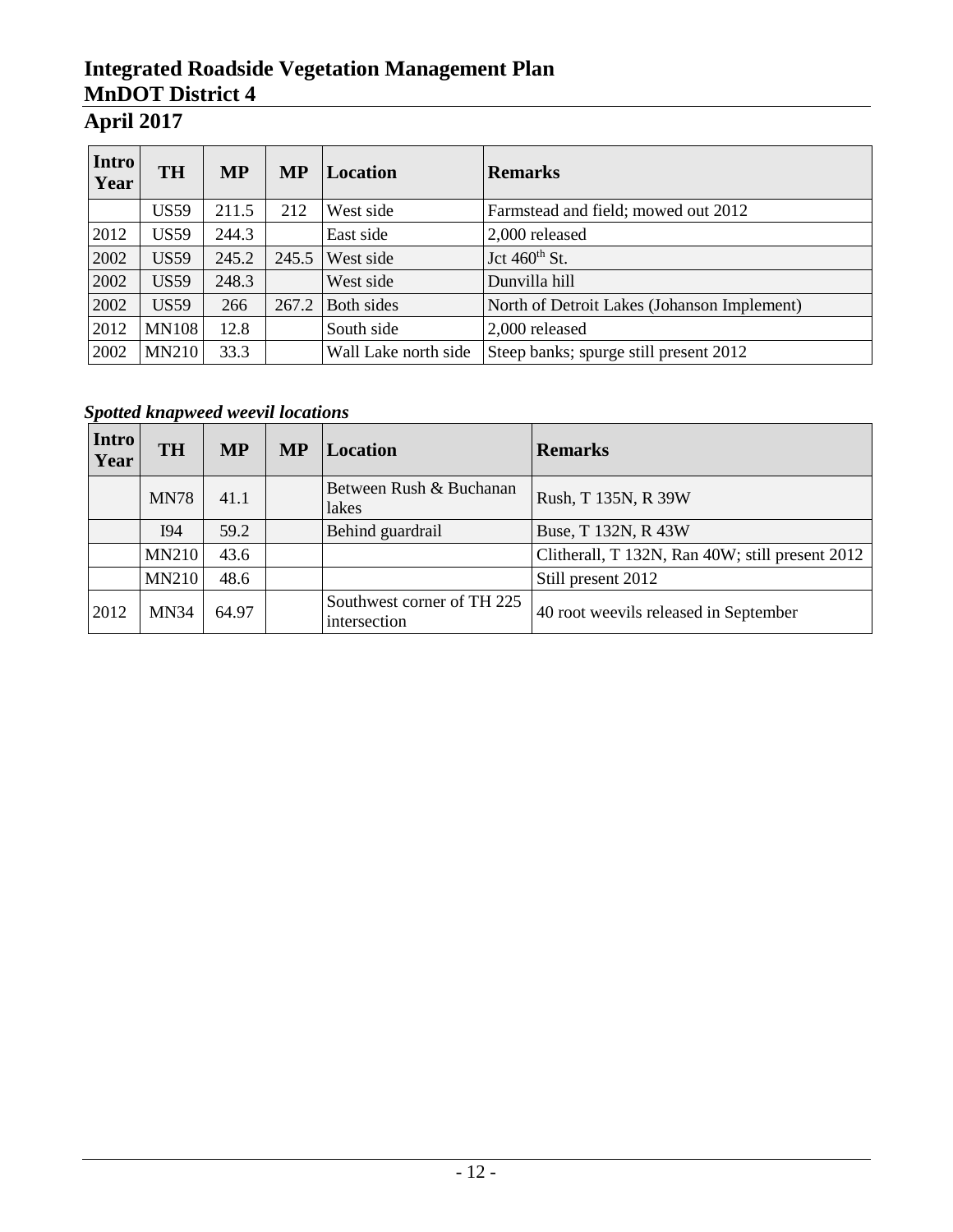| Intro Year | TH | MP | MP | Location | Remarks |
|---|---|---|---|---|---|
| | US59 | 211.5 | 212 | West side | Farmstead and field; mowed out 2012 |
| 2012 | US59 | 244.3 | | East side | 2,000 released |
| 2002 | US59 | 245.2 | 245.5 | West side | Jct 460th St. |
| 2002 | US59 | 248.3 | | West side | Dunvilla hill |
| 2002 | US59 | 266 | 267.2 | Both sides | North of Detroit Lakes (Johanson Implement) |
| 2012 | MN108 | 12.8 | | South side | 2,000 released |
| 2002 | MN210 | 33.3 | | Wall Lake north side | Steep banks; spurge still present 2012 |

***Spotted knapweed weevil locations***

| Intro Year | TH | MP | MP | Location | Remarks |
|---|---|---|---|---|---|
| | MN78 | 41.1 | | Between Rush & Buchanan lakes | Rush, T 135N, R 39W |
| | I94 | 59.2 | | Behind guardrail | Buse, T 132N, R 43W |
| | MN210 | 43.6 | | | Clitherall, T 132N, Ran 40W; still present 2012 |
| | MN210 | 48.6 | | | Still present 2012 |
| 2012 | MN34 | 64.97 | | Southwest corner of TH 225 intersection | 40 root weevils released in September |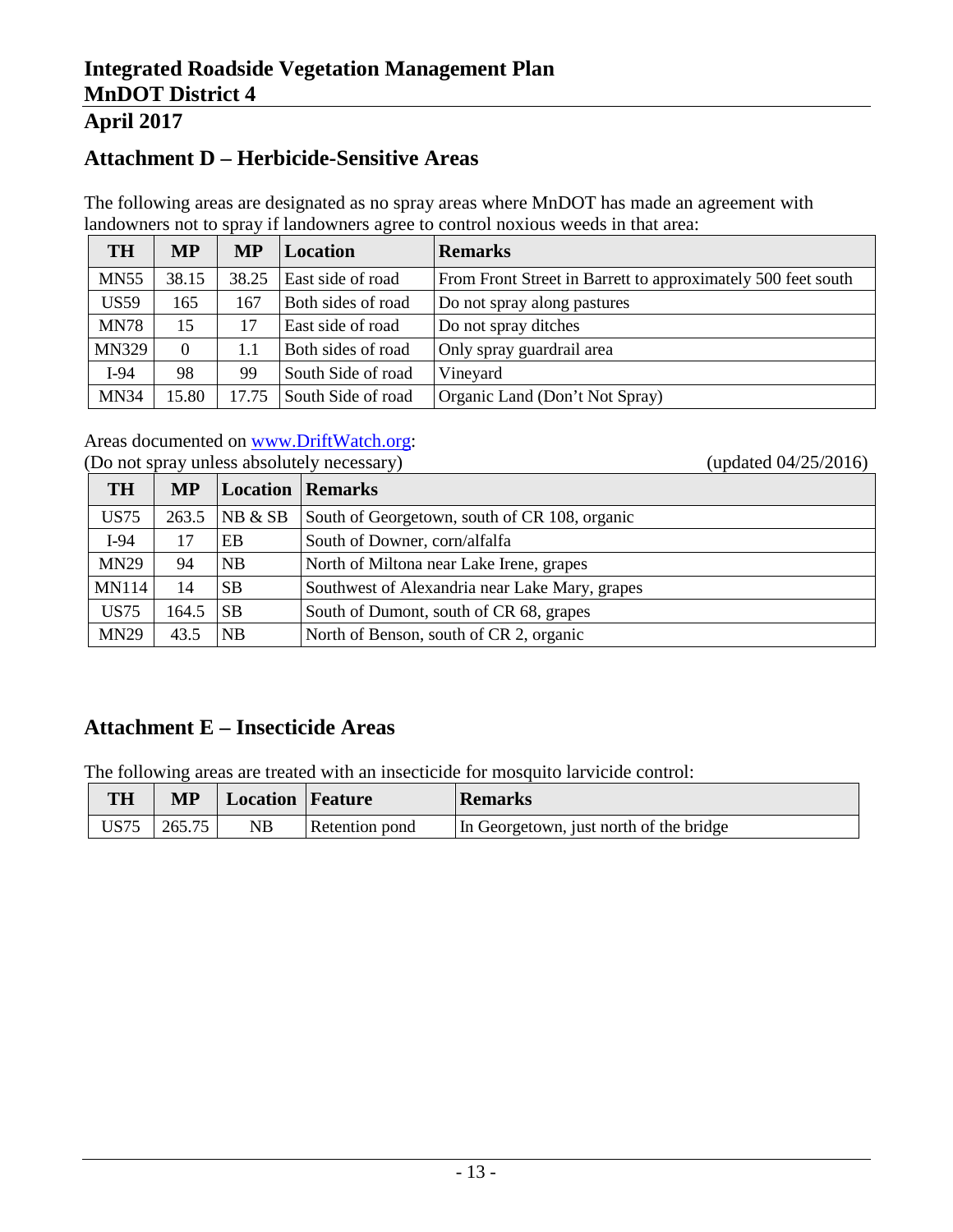## Attachment D – Herbicide-Sensitive Areas

The following areas are designated as no spray areas where MnDOT has made an agreement with landowners not to spray if landowners agree to control noxious weeds in that area:

| TH | MP | MP | Location | Remarks |
|---|---|---|---|---|
| MN55 | 38.15 | 38.25 | East side of road | From Front Street in Barrett to approximately 500 feet south |
| US59 | 165 | 167 | Both sides of road | Do not spray along pastures |
| MN78 | 15 | 17 | East side of road | Do not spray ditches |
| MN329 | 0 | 1.1 | Both sides of road | Only spray guardrail area |
| I-94 | 98 | 99 | South Side of road | Vineyard |
| MN34 | 15.80 | 17.75 | South Side of road | Organic Land (Don't Not Spray) |

Areas documented on [www.DriftWatch.org](http://www.DriftWatch.org):
(Do not spray unless absolutely necessary) (updated 04/25/2016)

| TH | MP | Location | Remarks |
|---|---|---|---|
| US75 | 263.5 | NB & SB | South of Georgetown, south of CR 108, organic |
| I-94 | 17 | EB | South of Downer, corn/alfalfa |
| MN29 | 94 | NB | North of Miltona near Lake Irene, grapes |
| MN114 | 14 | SB | Southwest of Alexandria near Lake Mary, grapes |
| US75 | 164.5 | SB | South of Dumont, south of CR 68, grapes |
| MN29 | 43.5 | NB | North of Benson, south of CR 2, organic |

## Attachment E – Insecticide Areas

The following areas are treated with an insecticide for mosquito larvicide control:

| TH | MP | Location | Feature | Remarks |
|---|---|---|---|---|
| US75 | 265.75 | NB | Retention pond | In Georgetown, just north of the bridge |